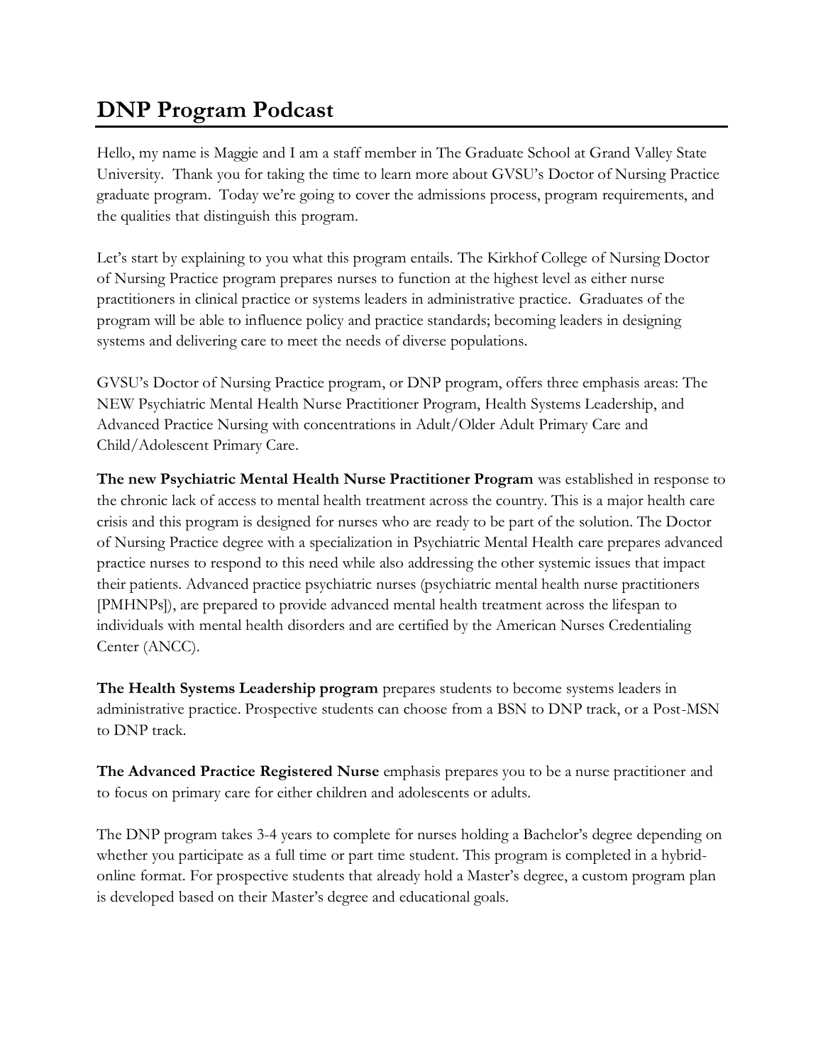# DNP Program Podcast

Hello, my name is Maggie and I am a staff member in The Graduate School at Grand Valley State University. Thank you for taking the time to learn more about GVSU's Doctor of Nursing Practice graduate program. Today we're going to cover the admissions process, program requirements, and the qualities that distinguish this program.

Let's start by explaining to you what this program entails. The Kirkhof College of Nursing Doctor of Nursing Practice program prepares nurses to function at the highest level as either nurse practitioners in clinical practice or systems leaders in administrative practice. Graduates of the program will be able to influence policy and practice standards; becoming leaders in designing systems and delivering care to meet the needs of diverse populations.

GVSU's Doctor of Nursing Practice program, or DNP program, offers three emphasis areas: The NEW Psychiatric Mental Health Nurse Practitioner Program, Health Systems Leadership, and Advanced Practice Nursing with concentrations in Adult/Older Adult Primary Care and Child/Adolescent Primary Care.

**The new Psychiatric Mental Health Nurse Practitioner Program** was established in response to the chronic lack of access to mental health treatment across the country. This is a major health care crisis and this program is designed for nurses who are ready to be part of the solution. The Doctor of Nursing Practice degree with a specialization in Psychiatric Mental Health care prepares advanced practice nurses to respond to this need while also addressing the other systemic issues that impact their patients. Advanced practice psychiatric nurses (psychiatric mental health nurse practitioners [PMHNPs]), are prepared to provide advanced mental health treatment across the lifespan to individuals with mental health disorders and are certified by the American Nurses Credentialing Center (ANCC).

**The Health Systems Leadership program** prepares students to become systems leaders in administrative practice. Prospective students can choose from a BSN to DNP track, or a Post-MSN to DNP track.

**The Advanced Practice Registered Nurse** emphasis prepares you to be a nurse practitioner and to focus on primary care for either children and adolescents or adults.

The DNP program takes 3-4 years to complete for nurses holding a Bachelor's degree depending on whether you participate as a full time or part time student. This program is completed in a hybrid-online format. For prospective students that already hold a Master's degree, a custom program plan is developed based on their Master's degree and educational goals.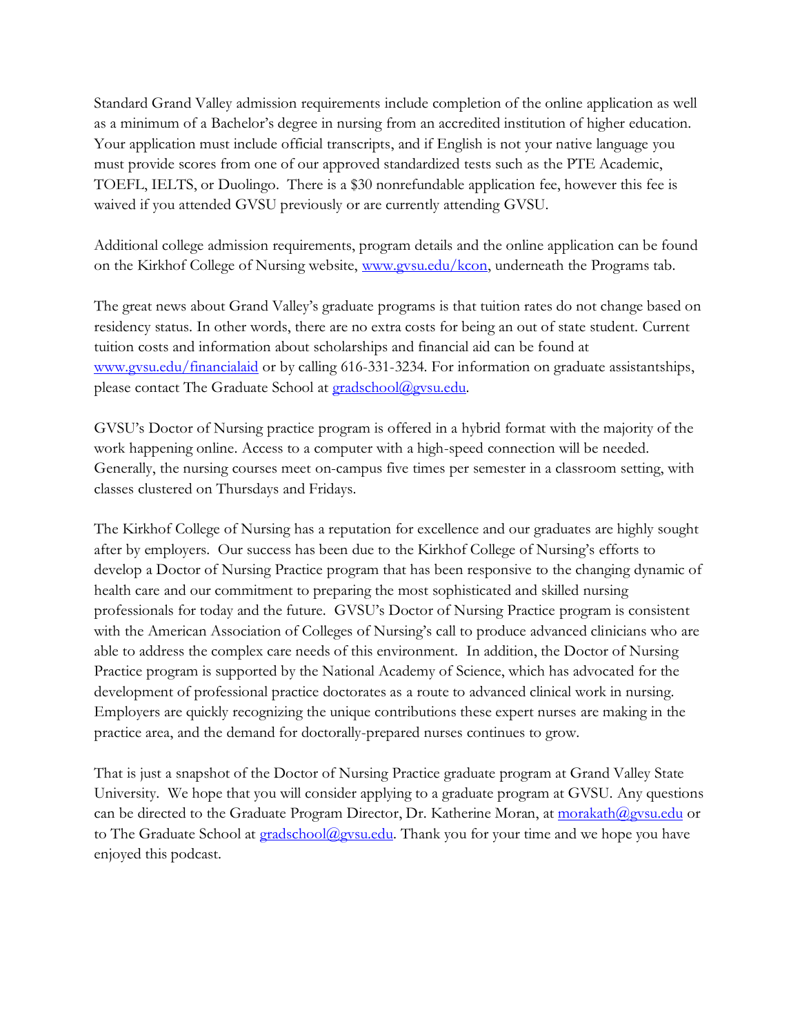Standard Grand Valley admission requirements include completion of the online application as well as a minimum of a Bachelor's degree in nursing from an accredited institution of higher education. Your application must include official transcripts, and if English is not your native language you must provide scores from one of our approved standardized tests such as the PTE Academic, TOEFL, IELTS, or Duolingo. There is a $30 nonrefundable application fee, however this fee is waived if you attended GVSU previously or are currently attending GVSU.

Additional college admission requirements, program details and the online application can be found on the Kirkhof College of Nursing website, [www.gvsu.edu/kcon](www.gvsu.edu/kcon), underneath the Programs tab.

The great news about Grand Valley's graduate programs is that tuition rates do not change based on residency status. In other words, there are no extra costs for being an out of state student. Current tuition costs and information about scholarships and financial aid can be found at [www.gvsu.edu/financialaid](www.gvsu.edu/financialaid) or by calling 616-331-3234. For information on graduate assistantships, please contact The Graduate School at [gradschool@gvsu.edu](mailto:gradschool@gvsu.edu).

GVSU's Doctor of Nursing practice program is offered in a hybrid format with the majority of the work happening online. Access to a computer with a high-speed connection will be needed. Generally, the nursing courses meet on-campus five times per semester in a classroom setting, with classes clustered on Thursdays and Fridays.

The Kirkhof College of Nursing has a reputation for excellence and our graduates are highly sought after by employers. Our success has been due to the Kirkhof College of Nursing's efforts to develop a Doctor of Nursing Practice program that has been responsive to the changing dynamic of health care and our commitment to preparing the most sophisticated and skilled nursing professionals for today and the future. GVSU's Doctor of Nursing Practice program is consistent with the American Association of Colleges of Nursing's call to produce advanced clinicians who are able to address the complex care needs of this environment. In addition, the Doctor of Nursing Practice program is supported by the National Academy of Science, which has advocated for the development of professional practice doctorates as a route to advanced clinical work in nursing. Employers are quickly recognizing the unique contributions these expert nurses are making in the practice area, and the demand for doctorally-prepared nurses continues to grow.

That is just a snapshot of the Doctor of Nursing Practice graduate program at Grand Valley State University. We hope that you will consider applying to a graduate program at GVSU. Any questions can be directed to the Graduate Program Director, Dr. Katherine Moran, at [morakath@gvsu.edu](mailto:morakath@gvsu.edu) or to The Graduate School at [gradschool@gvsu.edu](mailto:gradschool@gvsu.edu). Thank you for your time and we hope you have enjoyed this podcast.